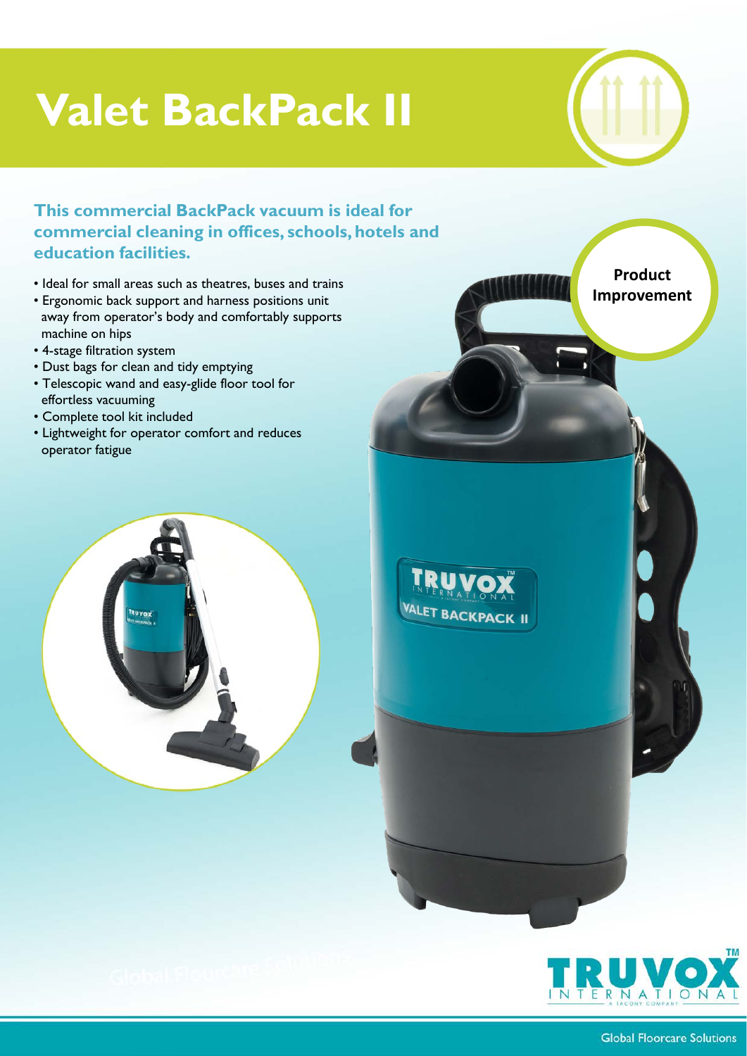# Valet BackPack II

**This commercial BackPack vacuum is ideal for commercial cleaning in offices, schools, hotels and education facilities.**

- Ideal for small areas such as theatres, buses and trains
- Ergonomic back support and harness positions unit away from operator's body and comfortably supports machine on hips
- 4-stage filtration system
- Dust bags for clean and tidy emptying
- Telescopic wand and easy-glide floor tool for effortless vacuuming
- Complete tool kit included
- Lightweight for operator comfort and reduces operator fatigue

**Product Improvement**

Global Floorcare Solutions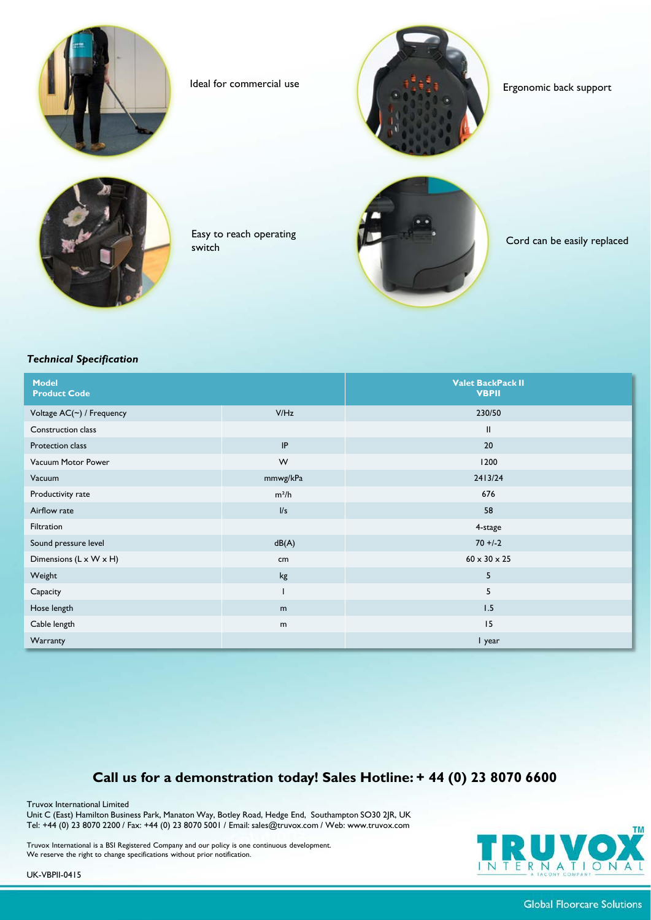Ideal for commercial use

Ergonomic back support

Easy to reach operating switch

Cord can be easily replaced

***Technical Specification***

| **Model**<br>**Product Code** | | **Valet BackPack II**<br>**VBPII** |
|---|---|---|
| Voltage AC(~) / Frequency | V/Hz | 230/50 |
| Construction class | | II |
| Protection class | IP | 20 |
| Vacuum Motor Power | W | 1200 |
| Vacuum | mmwg/kPa | 2413/24 |
| Productivity rate | $m^2/h$ | 676 |
| Airflow rate | l/s | 58 |
| Filtration | | 4-stage |
| Sound pressure level | dB(A) | 70 +/-2 |
| Dimensions (L x W x H) | cm | 60 x 30 x 25 |
| Weight | kg | 5 |
| Capacity | l | 5 |
| Hose length | m | 1.5 |
| Cable length | m | 15 |
| Warranty | | 1 year |

## Call us for a demonstration today! Sales Hotline: + 44 (0) 23 8070 6600

Truvox International Limited
Unit C (East) Hamilton Business Park, Manaton Way, Botley Road, Hedge End, Southampton SO30 2JR, UK
Tel: +44 (0) 23 8070 2200 / Fax: +44 (0) 23 8070 5001 / Email: sales@truvox.com / Web: www.truvox.com

Truvox International is a BSI Registered Company and our policy is one continuous development.
We reserve the right to change specifications without prior notification.

UK-VBPII-0415

TRUVOX™ INTERNATIONAL
A TACONY COMPANY

Global Floorcare Solutions